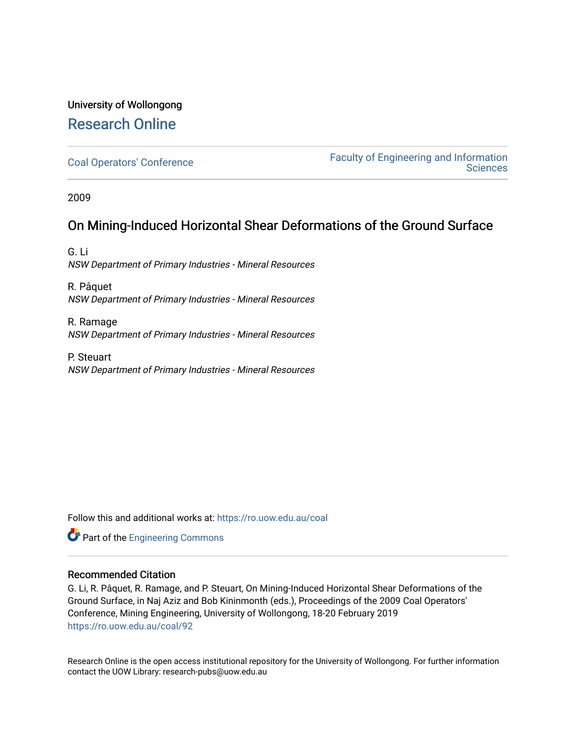University of Wollongong

# Research Online

Coal Operators' Conference

Faculty of Engineering and Information Sciences

2009

## On Mining-Induced Horizontal Shear Deformations of the Ground Surface

G. Li
*NSW Department of Primary Industries - Mineral Resources*

R. Pâquet
*NSW Department of Primary Industries - Mineral Resources*

R. Ramage
*NSW Department of Primary Industries - Mineral Resources*

P. Steuart
*NSW Department of Primary Industries - Mineral Resources*

Follow this and additional works at: https://ro.uow.edu.au/coal

Part of the Engineering Commons

### Recommended Citation

G. Li, R. Pâquet, R. Ramage, and P. Steuart, On Mining-Induced Horizontal Shear Deformations of the Ground Surface, in Naj Aziz and Bob Kininmonth (eds.), Proceedings of the 2009 Coal Operators' Conference, Mining Engineering, University of Wollongong, 18-20 February 2019
https://ro.uow.edu.au/coal/92

Research Online is the open access institutional repository for the University of Wollongong. For further information contact the UOW Library: research-pubs@uow.edu.au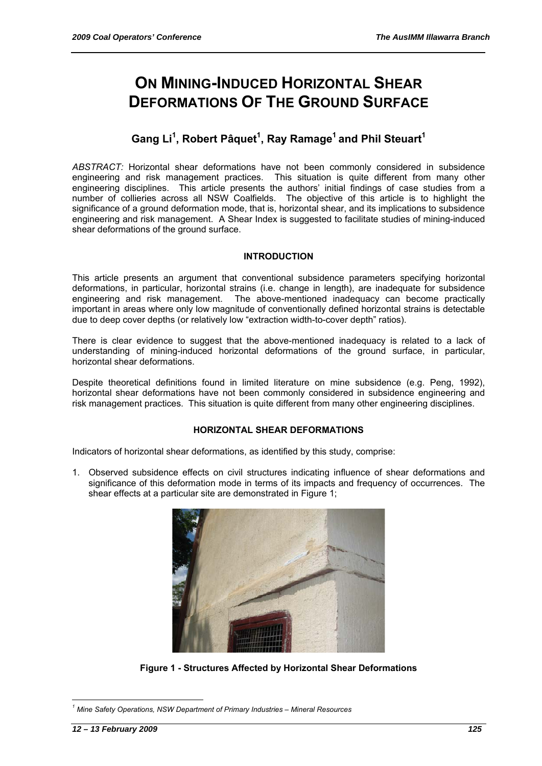# ON MINING-INDUCED HORIZONTAL SHEAR DEFORMATIONS OF THE GROUND SURFACE

## Gang Li[1], Robert Pâquet[1], Ray Ramage[1] and Phil Steuart[1]

*ABSTRACT:* Horizontal shear deformations have not been commonly considered in subsidence engineering and risk management practices. This situation is quite different from many other engineering disciplines. This article presents the authors' initial findings of case studies from a number of collieries across all NSW Coalfields. The objective of this article is to highlight the significance of a ground deformation mode, that is, horizontal shear, and its implications to subsidence engineering and risk management. A Shear Index is suggested to facilitate studies of mining-induced shear deformations of the ground surface.

### INTRODUCTION

This article presents an argument that conventional subsidence parameters specifying horizontal deformations, in particular, horizontal strains (i.e. change in length), are inadequate for subsidence engineering and risk management. The above-mentioned inadequacy can become practically important in areas where only low magnitude of conventionally defined horizontal strains is detectable due to deep cover depths (or relatively low "extraction width-to-cover depth" ratios).

There is clear evidence to suggest that the above-mentioned inadequacy is related to a lack of understanding of mining-induced horizontal deformations of the ground surface, in particular, horizontal shear deformations.

Despite theoretical definitions found in limited literature on mine subsidence (e.g. Peng, 1992), horizontal shear deformations have not been commonly considered in subsidence engineering and risk management practices. This situation is quite different from many other engineering disciplines.

### HORIZONTAL SHEAR DEFORMATIONS

Indicators of horizontal shear deformations, as identified by this study, comprise:

1. Observed subsidence effects on civil structures indicating influence of shear deformations and significance of this deformation mode in terms of its impacts and frequency of occurrences. The shear effects at a particular site are demonstrated in Figure 1;

**Figure 1 - Structures Affected by Horizontal Shear Deformations**

[1] *Mine Safety Operations, NSW Department of Primary Industries – Mineral Resources*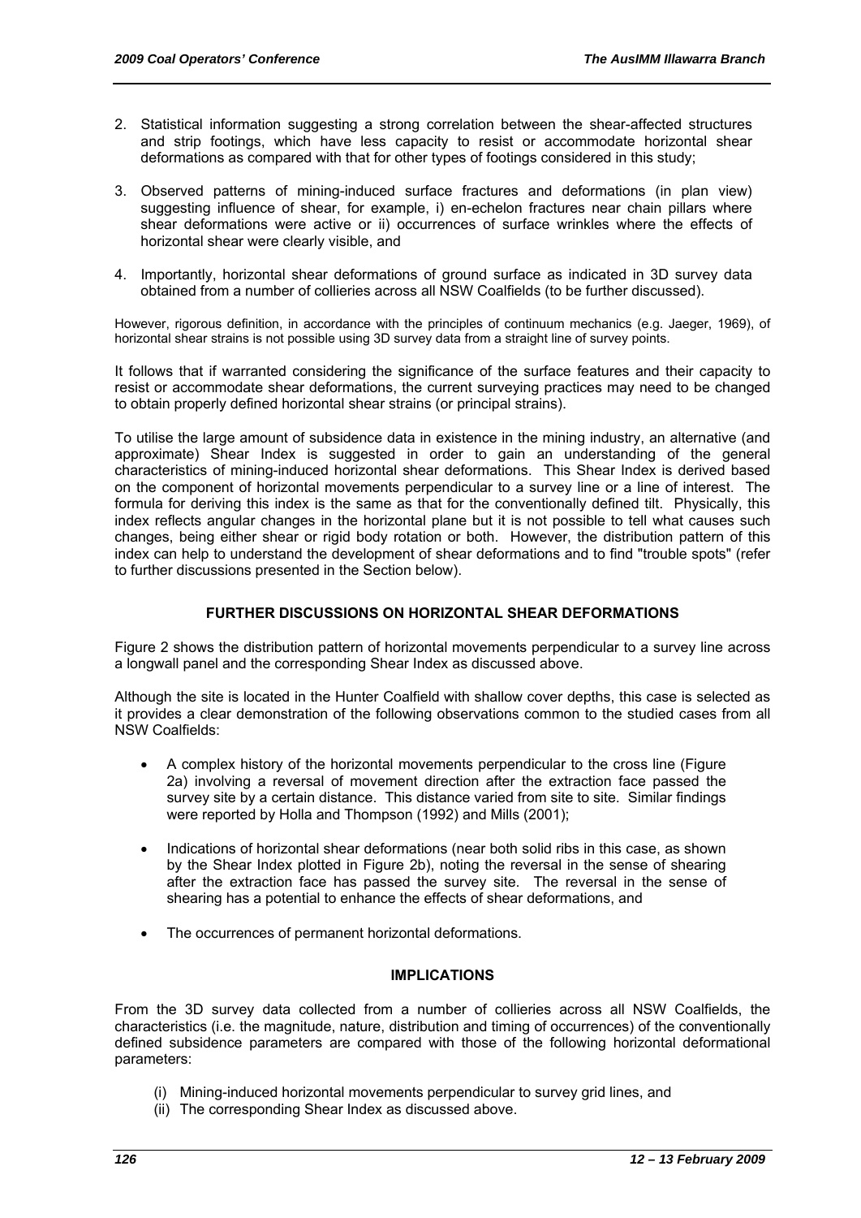2. Statistical information suggesting a strong correlation between the shear-affected structures and strip footings, which have less capacity to resist or accommodate horizontal shear deformations as compared with that for other types of footings considered in this study;

3. Observed patterns of mining-induced surface fractures and deformations (in plan view) suggesting influence of shear, for example, i) en-echelon fractures near chain pillars where shear deformations were active or ii) occurrences of surface wrinkles where the effects of horizontal shear were clearly visible, and

4. Importantly, horizontal shear deformations of ground surface as indicated in 3D survey data obtained from a number of collieries across all NSW Coalfields (to be further discussed).

However, rigorous definition, in accordance with the principles of continuum mechanics (e.g. Jaeger, 1969), of horizontal shear strains is not possible using 3D survey data from a straight line of survey points.

It follows that if warranted considering the significance of the surface features and their capacity to resist or accommodate shear deformations, the current surveying practices may need to be changed to obtain properly defined horizontal shear strains (or principal strains).

To utilise the large amount of subsidence data in existence in the mining industry, an alternative (and approximate) Shear Index is suggested in order to gain an understanding of the general characteristics of mining-induced horizontal shear deformations. This Shear Index is derived based on the component of horizontal movements perpendicular to a survey line or a line of interest. The formula for deriving this index is the same as that for the conventionally defined tilt. Physically, this index reflects angular changes in the horizontal plane but it is not possible to tell what causes such changes, being either shear or rigid body rotation or both. However, the distribution pattern of this index can help to understand the development of shear deformations and to find "trouble spots" (refer to further discussions presented in the Section below).

## FURTHER DISCUSSIONS ON HORIZONTAL SHEAR DEFORMATIONS

Figure 2 shows the distribution pattern of horizontal movements perpendicular to a survey line across a longwall panel and the corresponding Shear Index as discussed above.

Although the site is located in the Hunter Coalfield with shallow cover depths, this case is selected as it provides a clear demonstration of the following observations common to the studied cases from all NSW Coalfields:

- A complex history of the horizontal movements perpendicular to the cross line (Figure 2a) involving a reversal of movement direction after the extraction face passed the survey site by a certain distance. This distance varied from site to site. Similar findings were reported by Holla and Thompson (1992) and Mills (2001);
- Indications of horizontal shear deformations (near both solid ribs in this case, as shown by the Shear Index plotted in Figure 2b), noting the reversal in the sense of shearing after the extraction face has passed the survey site. The reversal in the sense of shearing has a potential to enhance the effects of shear deformations, and
- The occurrences of permanent horizontal deformations.

## IMPLICATIONS

From the 3D survey data collected from a number of collieries across all NSW Coalfields, the characteristics (i.e. the magnitude, nature, distribution and timing of occurrences) of the conventionally defined subsidence parameters are compared with those of the following horizontal deformational parameters:

(i) Mining-induced horizontal movements perpendicular to survey grid lines, and
(ii) The corresponding Shear Index as discussed above.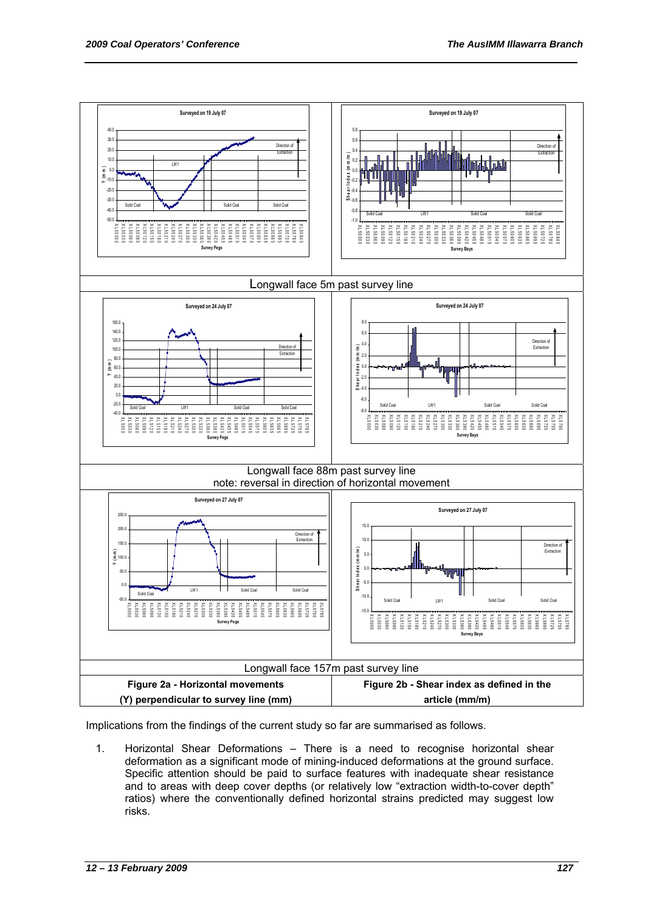| Figure 2a - Horizontal movements (Y) perpendicular to survey line (mm) | Figure 2b - Shear index as defined in the article (mm/m) |
| --- | --- |
| Surveyed on 19 July 07 | Surveyed on 19 July 07 |
| Longwall face 5m past survey line | |
| Surveyed on 24 July 07 | Surveyed on 24 July 07 |
| Longwall face 88m past survey line<br>note: reversal in direction of horizontal movement | |
| Surveyed on 27 July 07 | Surveyed on 27 July 07 |
| Longwall face 157m past survey line | |

Implications from the findings of the current study so far are summarised as follows.

1. Horizontal Shear Deformations – There is a need to recognise horizontal shear deformation as a significant mode of mining-induced deformations at the ground surface. Specific attention should be paid to surface features with inadequate shear resistance and to areas with deep cover depths (or relatively low "extraction width-to-cover depth" ratios) where the conventionally defined horizontal strains predicted may suggest low risks.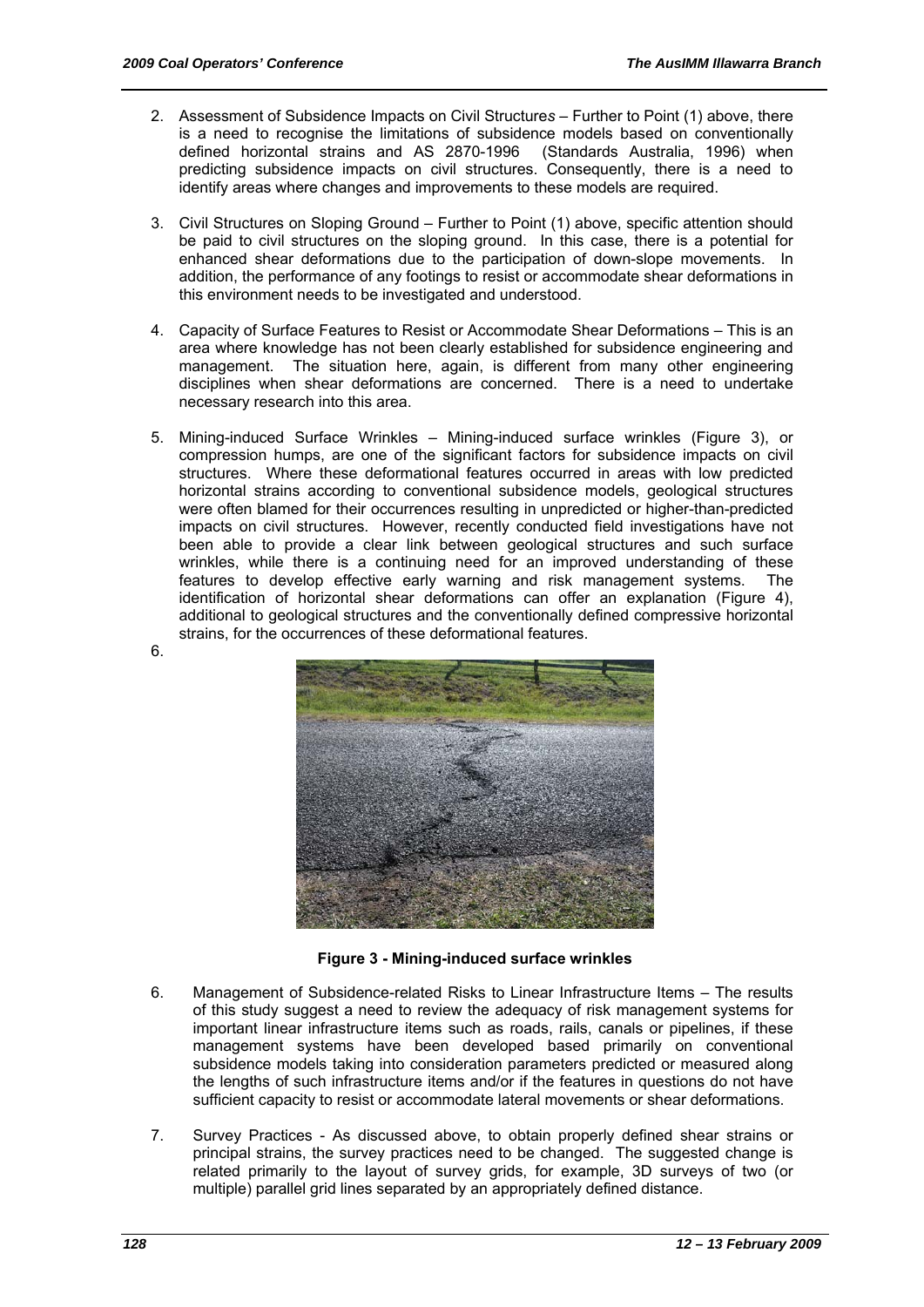2. Assessment of Subsidence Impacts on Civil Structures – Further to Point (1) above, there is a need to recognise the limitations of subsidence models based on conventionally defined horizontal strains and AS 2870-1996 (Standards Australia, 1996) when predicting subsidence impacts on civil structures. Consequently, there is a need to identify areas where changes and improvements to these models are required.

3. Civil Structures on Sloping Ground – Further to Point (1) above, specific attention should be paid to civil structures on the sloping ground. In this case, there is a potential for enhanced shear deformations due to the participation of down-slope movements. In addition, the performance of any footings to resist or accommodate shear deformations in this environment needs to be investigated and understood.

4. Capacity of Surface Features to Resist or Accommodate Shear Deformations – This is an area where knowledge has not been clearly established for subsidence engineering and management. The situation here, again, is different from many other engineering disciplines when shear deformations are concerned. There is a need to undertake necessary research into this area.

5. Mining-induced Surface Wrinkles – Mining-induced surface wrinkles (Figure 3), or compression humps, are one of the significant factors for subsidence impacts on civil structures. Where these deformational features occurred in areas with low predicted horizontal strains according to conventional subsidence models, geological structures were often blamed for their occurrences resulting in unpredicted or higher-than-predicted impacts on civil structures. However, recently conducted field investigations have not been able to provide a clear link between geological structures and such surface wrinkles, while there is a continuing need for an improved understanding of these features to develop effective early warning and risk management systems. The identification of horizontal shear deformations can offer an explanation (Figure 4), additional to geological structures and the conventionally defined compressive horizontal strains, for the occurrences of these deformational features.

6.

**Figure 3 - Mining-induced surface wrinkles**

6. Management of Subsidence-related Risks to Linear Infrastructure Items – The results of this study suggest a need to review the adequacy of risk management systems for important linear infrastructure items such as roads, rails, canals or pipelines, if these management systems have been developed based primarily on conventional subsidence models taking into consideration parameters predicted or measured along the lengths of such infrastructure items and/or if the features in questions do not have sufficient capacity to resist or accommodate lateral movements or shear deformations.

7. Survey Practices - As discussed above, to obtain properly defined shear strains or principal strains, the survey practices need to be changed. The suggested change is related primarily to the layout of survey grids, for example, 3D surveys of two (or multiple) parallel grid lines separated by an appropriately defined distance.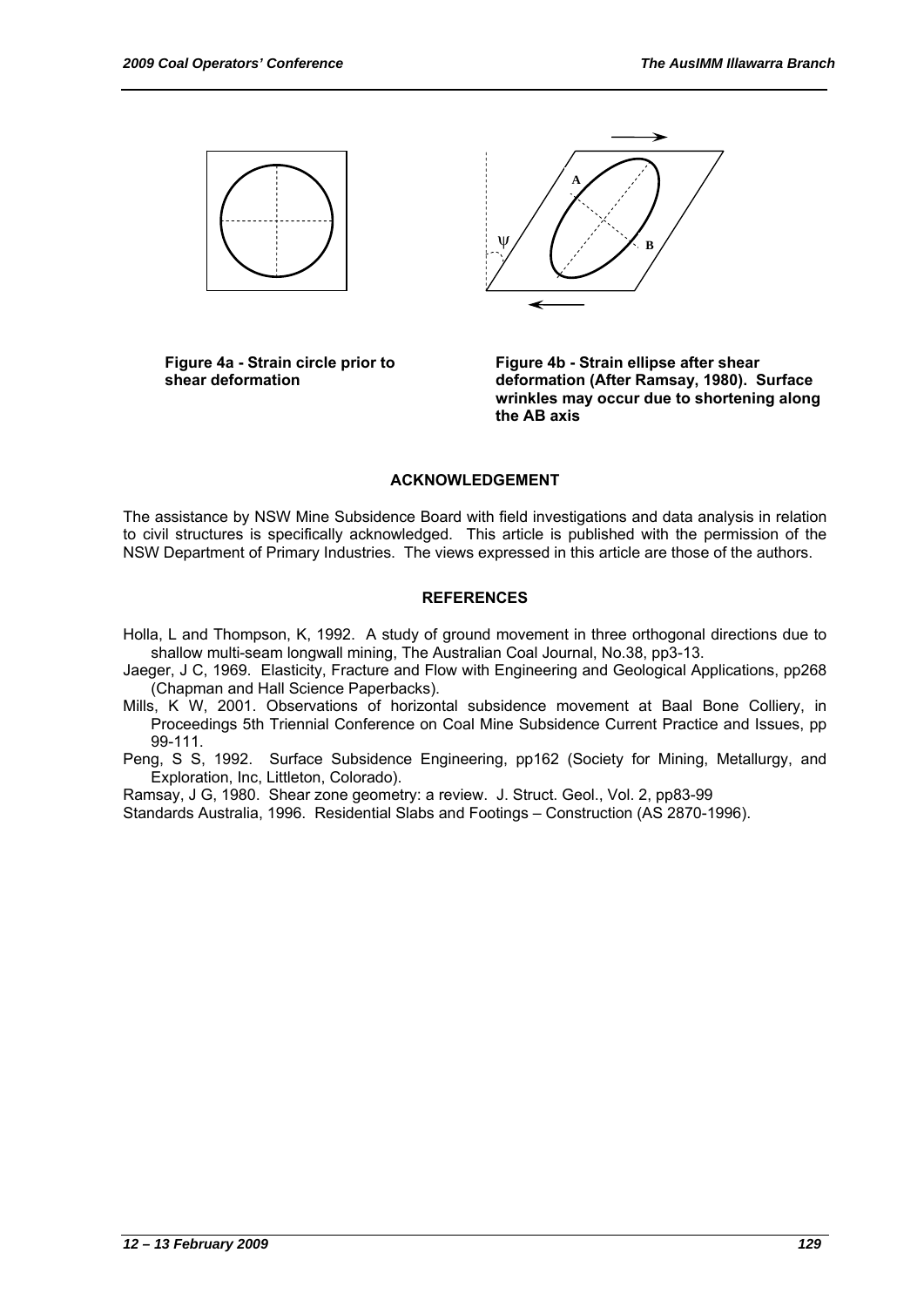Figure 4a - Strain circle prior to shear deformation

Figure 4b - Strain ellipse after shear deformation (After Ramsay, 1980). Surface wrinkles may occur due to shortening along the AB axis

## ACKNOWLEDGEMENT

The assistance by NSW Mine Subsidence Board with field investigations and data analysis in relation to civil structures is specifically acknowledged. This article is published with the permission of the NSW Department of Primary Industries. The views expressed in this article are those of the authors.

## REFERENCES

Holla, L and Thompson, K, 1992. A study of ground movement in three orthogonal directions due to shallow multi-seam longwall mining, The Australian Coal Journal, No.38, pp3-13.

Jaeger, J C, 1969. Elasticity, Fracture and Flow with Engineering and Geological Applications, pp268 (Chapman and Hall Science Paperbacks).

Mills, K W, 2001. Observations of horizontal subsidence movement at Baal Bone Colliery, in Proceedings 5th Triennial Conference on Coal Mine Subsidence Current Practice and Issues, pp 99-111.

Peng, S S, 1992. Surface Subsidence Engineering, pp162 (Society for Mining, Metallurgy, and Exploration, Inc, Littleton, Colorado).

Ramsay, J G, 1980. Shear zone geometry: a review. J. Struct. Geol., Vol. 2, pp83-99

Standards Australia, 1996. Residential Slabs and Footings – Construction (AS 2870-1996).